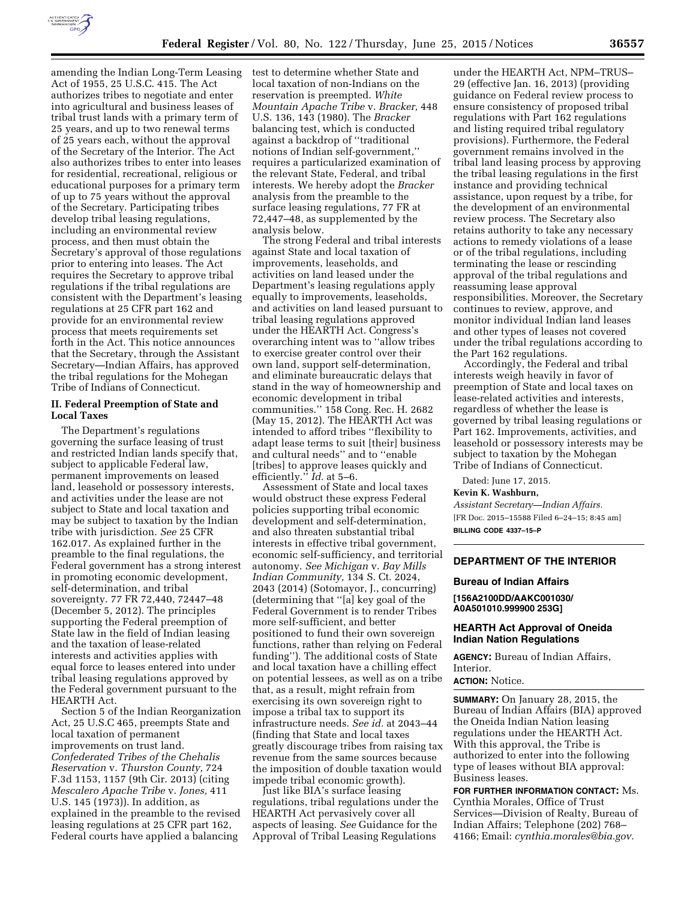amending the Indian Long-Term Leasing Act of 1955, 25 U.S.C. 415. The Act authorizes tribes to negotiate and enter into agricultural and business leases of tribal trust lands with a primary term of 25 years, and up to two renewal terms of 25 years each, without the approval of the Secretary of the Interior. The Act also authorizes tribes to enter into leases for residential, recreational, religious or educational purposes for a primary term of up to 75 years without the approval of the Secretary. Participating tribes develop tribal leasing regulations, including an environmental review process, and then must obtain the Secretary's approval of those regulations prior to entering into leases. The Act requires the Secretary to approve tribal regulations if the tribal regulations are consistent with the Department's leasing regulations at 25 CFR part 162 and provide for an environmental review process that meets requirements set forth in the Act. This notice announces that the Secretary, through the Assistant Secretary—Indian Affairs, has approved the tribal regulations for the Mohegan Tribe of Indians of Connecticut.

## II. Federal Preemption of State and Local Taxes

The Department's regulations governing the surface leasing of trust and restricted Indian lands specify that, subject to applicable Federal law, permanent improvements on leased land, leasehold or possessory interests, and activities under the lease are not subject to State and local taxation and may be subject to taxation by the Indian tribe with jurisdiction. *See* 25 CFR 162.017. As explained further in the preamble to the final regulations, the Federal government has a strong interest in promoting economic development, self-determination, and tribal sovereignty. 77 FR 72,440, 72447–48 (December 5, 2012). The principles supporting the Federal preemption of State law in the field of Indian leasing and the taxation of lease-related interests and activities applies with equal force to leases entered into under tribal leasing regulations approved by the Federal government pursuant to the HEARTH Act.

Section 5 of the Indian Reorganization Act, 25 U.S.C 465, preempts State and local taxation of permanent improvements on trust land. *Confederated Tribes of the Chehalis Reservation* v. *Thurston County,* 724 F.3d 1153, 1157 (9th Cir. 2013) (citing *Mescalero Apache Tribe* v. *Jones,* 411 U.S. 145 (1973)). In addition, as explained in the preamble to the revised leasing regulations at 25 CFR part 162, Federal courts have applied a balancing test to determine whether State and local taxation of non-Indians on the reservation is preempted. *White Mountain Apache Tribe* v. *Bracker,* 448 U.S. 136, 143 (1980). The *Bracker* balancing test, which is conducted against a backdrop of ''traditional notions of Indian self-government,'' requires a particularized examination of the relevant State, Federal, and tribal interests. We hereby adopt the *Bracker* analysis from the preamble to the surface leasing regulations, 77 FR at 72,447–48, as supplemented by the analysis below.

The strong Federal and tribal interests against State and local taxation of improvements, leaseholds, and activities on land leased under the Department's leasing regulations apply equally to improvements, leaseholds, and activities on land leased pursuant to tribal leasing regulations approved under the HEARTH Act. Congress's overarching intent was to ''allow tribes to exercise greater control over their own land, support self-determination, and eliminate bureaucratic delays that stand in the way of homeownership and economic development in tribal communities.'' 158 Cong. Rec. H. 2682 (May 15, 2012). The HEARTH Act was intended to afford tribes ''flexibility to adapt lease terms to suit [their] business and cultural needs'' and to ''enable [tribes] to approve leases quickly and efficiently.'' *Id.* at 5–6.

Assessment of State and local taxes would obstruct these express Federal policies supporting tribal economic development and self-determination, and also threaten substantial tribal interests in effective tribal government, economic self-sufficiency, and territorial autonomy. *See Michigan* v. *Bay Mills Indian Community,* 134 S. Ct. 2024, 2043 (2014) (Sotomayor, J., concurring) (determining that ''[a] key goal of the Federal Government is to render Tribes more self-sufficient, and better positioned to fund their own sovereign functions, rather than relying on Federal funding''). The additional costs of State and local taxation have a chilling effect on potential lessees, as well as on a tribe that, as a result, might refrain from exercising its own sovereign right to impose a tribal tax to support its infrastructure needs. *See id.* at 2043–44 (finding that State and local taxes greatly discourage tribes from raising tax revenue from the same sources because the imposition of double taxation would impede tribal economic growth).

Just like BIA's surface leasing regulations, tribal regulations under the HEARTH Act pervasively cover all aspects of leasing. *See* Guidance for the Approval of Tribal Leasing Regulations under the HEARTH Act, NPM–TRUS–29 (effective Jan. 16, 2013) (providing guidance on Federal review process to ensure consistency of proposed tribal regulations with Part 162 regulations and listing required tribal regulatory provisions). Furthermore, the Federal government remains involved in the tribal land leasing process by approving the tribal leasing regulations in the first instance and providing technical assistance, upon request by a tribe, for the development of an environmental review process. The Secretary also retains authority to take any necessary actions to remedy violations of a lease or of the tribal regulations, including terminating the lease or rescinding approval of the tribal regulations and reassuming lease approval responsibilities. Moreover, the Secretary continues to review, approve, and monitor individual Indian land leases and other types of leases not covered under the tribal regulations according to the Part 162 regulations.

Accordingly, the Federal and tribal interests weigh heavily in favor of preemption of State and local taxes on lease-related activities and interests, regardless of whether the lease is governed by tribal leasing regulations or Part 162. Improvements, activities, and leasehold or possessory interests may be subject to taxation by the Mohegan Tribe of Indians of Connecticut.

Dated: June 17, 2015.

**Kevin K. Washburn,**

*Assistant Secretary—Indian Affairs.*

[FR Doc. 2015–15588 Filed 6–24–15; 8:45 am]

**BILLING CODE 4337–15–P**

---

## DEPARTMENT OF THE INTERIOR

### Bureau of Indian Affairs

**[156A2100DD/AAKC001030/ A0A501010.999900 253G]**

### HEARTH Act Approval of Oneida Indian Nation Regulations

**AGENCY:** Bureau of Indian Affairs, Interior.

**ACTION:** Notice.

**SUMMARY:** On January 28, 2015, the Bureau of Indian Affairs (BIA) approved the Oneida Indian Nation leasing regulations under the HEARTH Act. With this approval, the Tribe is authorized to enter into the following type of leases without BIA approval: Business leases.

**FOR FURTHER INFORMATION CONTACT:** Ms. Cynthia Morales, Office of Trust Services—Division of Realty, Bureau of Indian Affairs; Telephone (202) 768–4166; Email: *cynthia.morales@bia.gov.*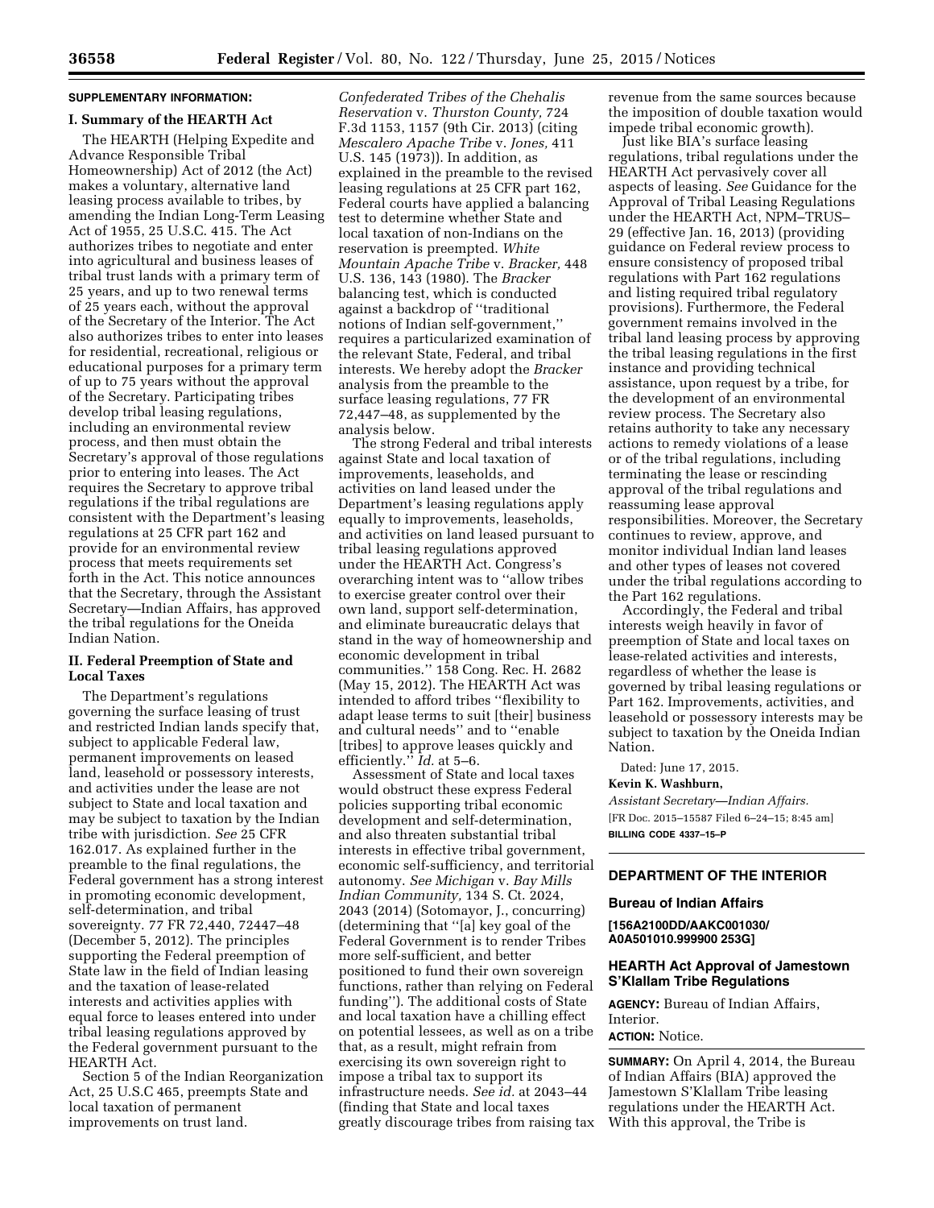**SUPPLEMENTARY INFORMATION:**

## I. Summary of the HEARTH Act

The HEARTH (Helping Expedite and Advance Responsible Tribal Homeownership) Act of 2012 (the Act) makes a voluntary, alternative land leasing process available to tribes, by amending the Indian Long-Term Leasing Act of 1955, 25 U.S.C. 415. The Act authorizes tribes to negotiate and enter into agricultural and business leases of tribal trust lands with a primary term of 25 years, and up to two renewal terms of 25 years each, without the approval of the Secretary of the Interior. The Act also authorizes tribes to enter into leases for residential, recreational, religious or educational purposes for a primary term of up to 75 years without the approval of the Secretary. Participating tribes develop tribal leasing regulations, including an environmental review process, and then must obtain the Secretary's approval of those regulations prior to entering into leases. The Act requires the Secretary to approve tribal regulations if the tribal regulations are consistent with the Department's leasing regulations at 25 CFR part 162 and provide for an environmental review process that meets requirements set forth in the Act. This notice announces that the Secretary, through the Assistant Secretary—Indian Affairs, has approved the tribal regulations for the Oneida Indian Nation.

## II. Federal Preemption of State and Local Taxes

The Department's regulations governing the surface leasing of trust and restricted Indian lands specify that, subject to applicable Federal law, permanent improvements on leased land, leasehold or possessory interests, and activities under the lease are not subject to State and local taxation and may be subject to taxation by the Indian tribe with jurisdiction. *See* 25 CFR 162.017. As explained further in the preamble to the final regulations, the Federal government has a strong interest in promoting economic development, self-determination, and tribal sovereignty. 77 FR 72,440, 72447–48 (December 5, 2012). The principles supporting the Federal preemption of State law in the field of Indian leasing and the taxation of lease-related interests and activities applies with equal force to leases entered into under tribal leasing regulations approved by the Federal government pursuant to the HEARTH Act.

Section 5 of the Indian Reorganization Act, 25 U.S.C 465, preempts State and local taxation of permanent improvements on trust land. *Confederated Tribes of the Chehalis Reservation* v. *Thurston County,* 724 F.3d 1153, 1157 (9th Cir. 2013) (citing *Mescalero Apache Tribe* v. *Jones,* 411 U.S. 145 (1973)). In addition, as explained in the preamble to the revised leasing regulations at 25 CFR part 162, Federal courts have applied a balancing test to determine whether State and local taxation of non-Indians on the reservation is preempted. *White Mountain Apache Tribe* v. *Bracker,* 448 U.S. 136, 143 (1980). The *Bracker* balancing test, which is conducted against a backdrop of "traditional notions of Indian self-government," requires a particularized examination of the relevant State, Federal, and tribal interests. We hereby adopt the *Bracker* analysis from the preamble to the surface leasing regulations, 77 FR 72,447–48, as supplemented by the analysis below.

The strong Federal and tribal interests against State and local taxation of improvements, leaseholds, and activities on land leased under the Department's leasing regulations apply equally to improvements, leaseholds, and activities on land leased pursuant to tribal leasing regulations approved under the HEARTH Act. Congress's overarching intent was to "allow tribes to exercise greater control over their own land, support self-determination, and eliminate bureaucratic delays that stand in the way of homeownership and economic development in tribal communities." 158 Cong. Rec. H. 2682 (May 15, 2012). The HEARTH Act was intended to afford tribes "flexibility to adapt lease terms to suit [their] business and cultural needs" and to "enable [tribes] to approve leases quickly and efficiently." *Id.* at 5–6.

Assessment of State and local taxes would obstruct these express Federal policies supporting tribal economic development and self-determination, and also threaten substantial tribal interests in effective tribal government, economic self-sufficiency, and territorial autonomy. *See Michigan* v. *Bay Mills Indian Community,* 134 S. Ct. 2024, 2043 (2014) (Sotomayor, J., concurring) (determining that "[a] key goal of the Federal Government is to render Tribes more self-sufficient, and better positioned to fund their own sovereign functions, rather than relying on Federal funding"). The additional costs of State and local taxation have a chilling effect on potential lessees, as well as on a tribe that, as a result, might refrain from exercising its own sovereign right to impose a tribal tax to support its infrastructure needs. *See id.* at 2043–44 (finding that State and local taxes greatly discourage tribes from raising tax revenue from the same sources because the imposition of double taxation would impede tribal economic growth).

Just like BIA's surface leasing regulations, tribal regulations under the HEARTH Act pervasively cover all aspects of leasing. *See* Guidance for the Approval of Tribal Leasing Regulations under the HEARTH Act, NPM–TRUS–29 (effective Jan. 16, 2013) (providing guidance on Federal review process to ensure consistency of proposed tribal regulations with Part 162 regulations and listing required tribal regulatory provisions). Furthermore, the Federal government remains involved in the tribal land leasing process by approving the tribal leasing regulations in the first instance and providing technical assistance, upon request by a tribe, for the development of an environmental review process. The Secretary also retains authority to take any necessary actions to remedy violations of a lease or of the tribal regulations, including terminating the lease or rescinding approval of the tribal regulations and reassuming lease approval responsibilities. Moreover, the Secretary continues to review, approve, and monitor individual Indian land leases and other types of leases not covered under the tribal regulations according to the Part 162 regulations.

Accordingly, the Federal and tribal interests weigh heavily in favor of preemption of State and local taxes on lease-related activities and interests, regardless of whether the lease is governed by tribal leasing regulations or Part 162. Improvements, activities, and leasehold or possessory interests may be subject to taxation by the Oneida Indian Nation.

Dated: June 17, 2015.

**Kevin K. Washburn,**

*Assistant Secretary—Indian Affairs.*

[FR Doc. 2015–15587 Filed 6–24–15; 8:45 am]

**BILLING CODE 4337–15–P**

---

## DEPARTMENT OF THE INTERIOR

### Bureau of Indian Affairs

**[156A2100DD/AAKC001030/A0A501010.999900 253G]**

### HEARTH Act Approval of Jamestown S'Klallam Tribe Regulations

**AGENCY:** Bureau of Indian Affairs, Interior.

**ACTION:** Notice.

**SUMMARY:** On April 4, 2014, the Bureau of Indian Affairs (BIA) approved the Jamestown S'Klallam Tribe leasing regulations under the HEARTH Act. With this approval, the Tribe is